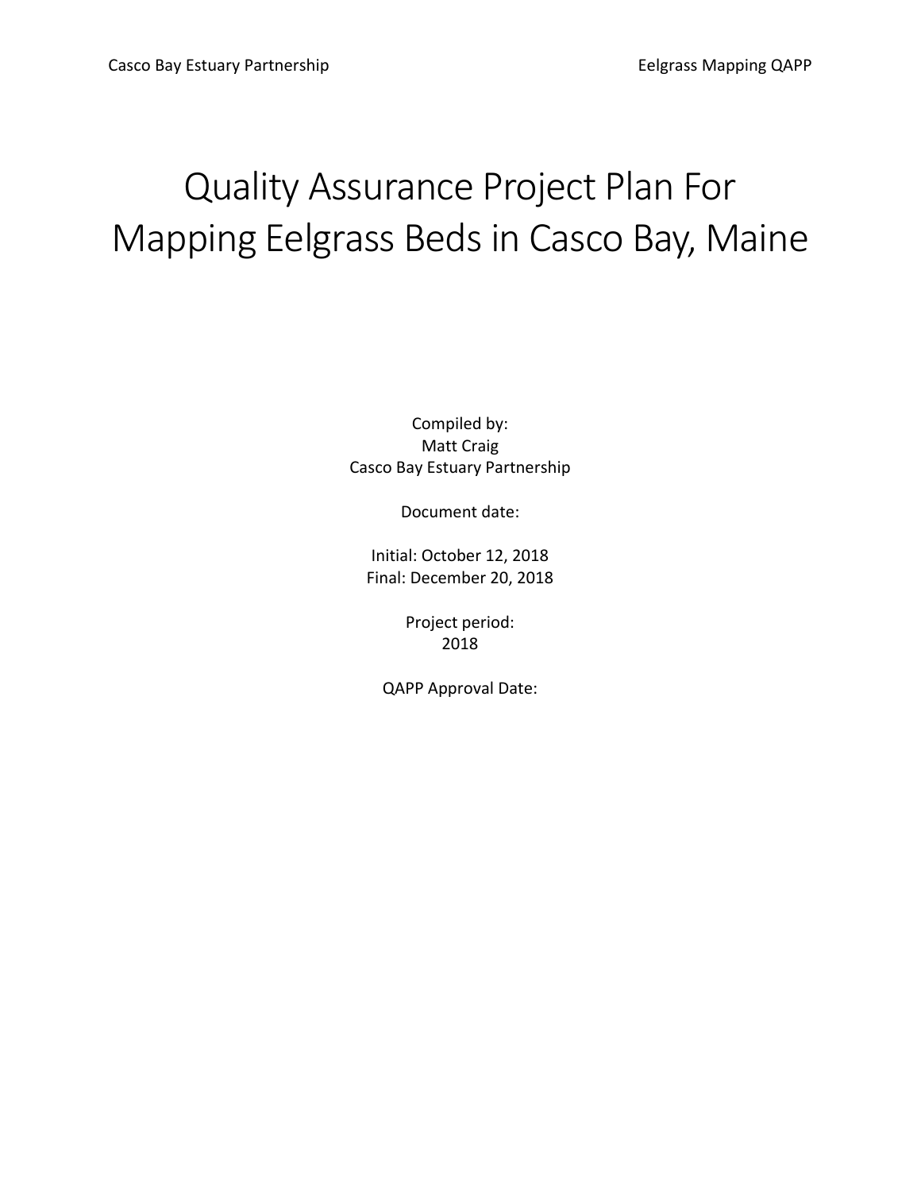# Quality Assurance Project Plan For Mapping Eelgrass Beds in Casco Bay, Maine

Compiled by:
Matt Craig
Casco Bay Estuary Partnership

Document date:

Initial: October 12, 2018
Final: December 20, 2018

Project period:
2018

QAPP Approval Date: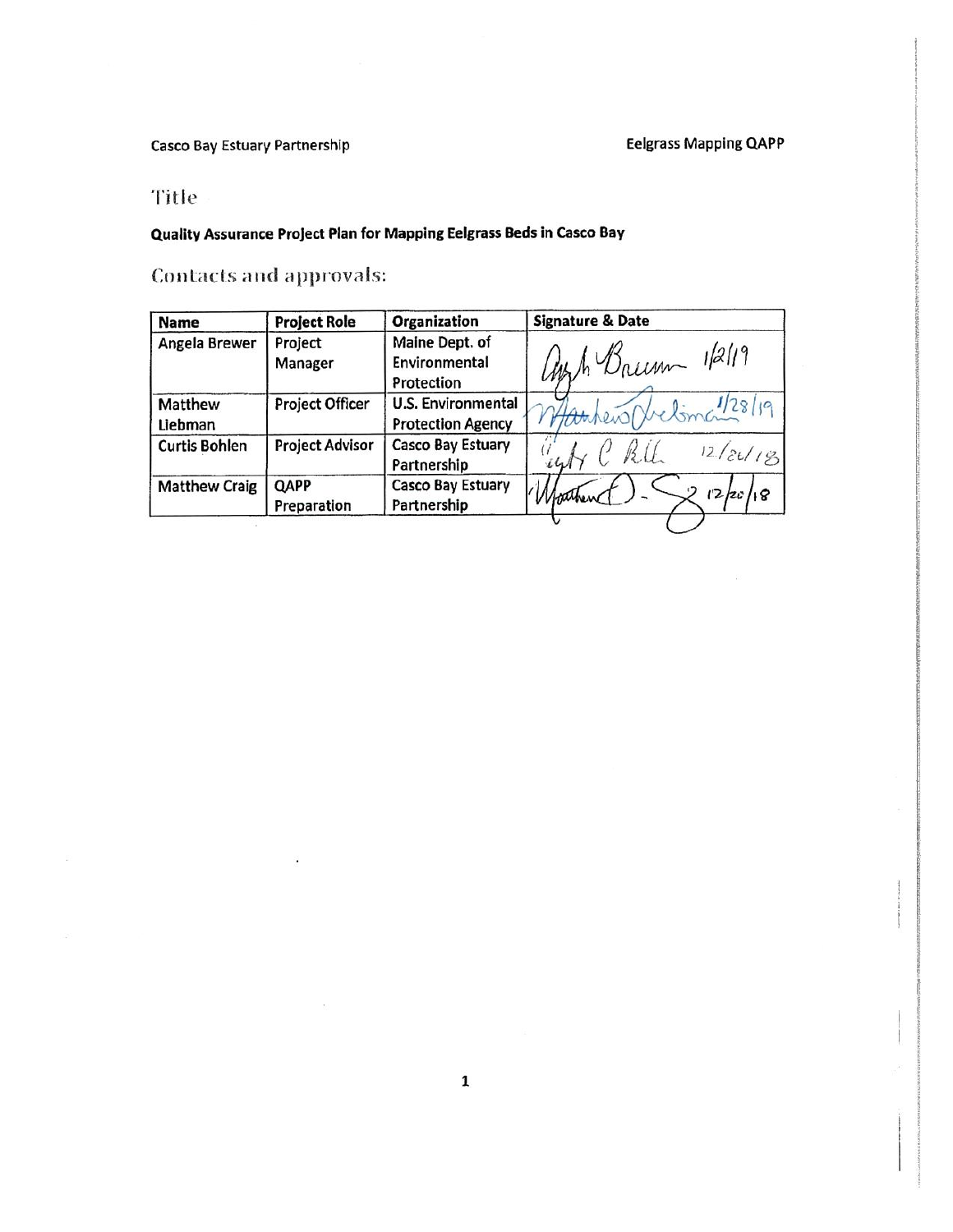## Title

**Quality Assurance Project Plan for Mapping Eelgrass Beds in Casco Bay**

## Contacts and approvals:

| Name | Project Role | Organization | Signature & Date |
|---|---|---|---|
| Angela Brewer | Project Manager | Maine Dept. of Environmental Protection | Angela Brewer 1/2/19 |
| Matthew Liebman | Project Officer | U.S. Environmental Protection Agency | Matthew Liebman 1/28/19 |
| Curtis Bohlen | Project Advisor | Casco Bay Estuary Partnership | Curtis C Bohlen 12/20/18 |
| Matthew Craig | QAPP Preparation | Casco Bay Estuary Partnership | Matthew D. Craig 12/20/18 |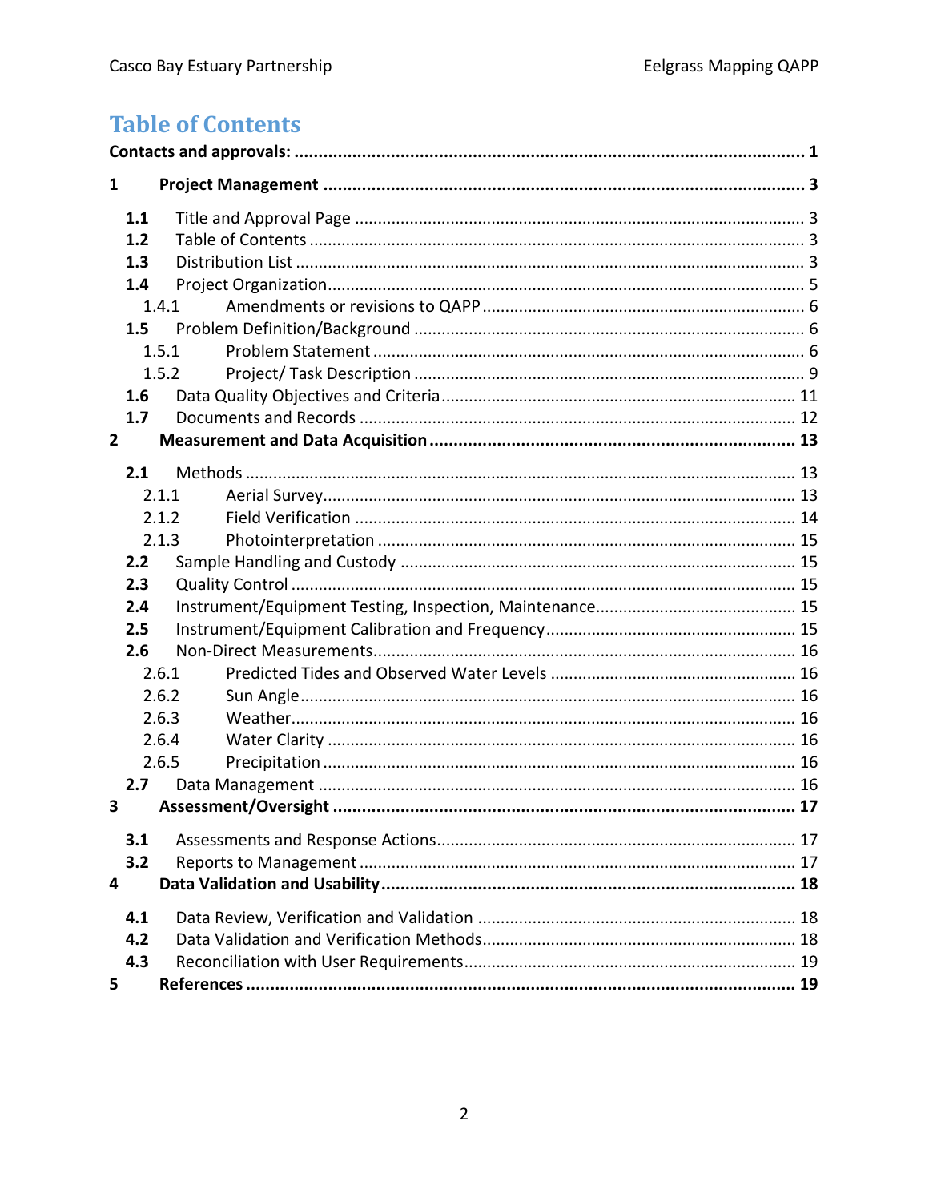# Table of Contents

**Contacts and approvals: ... 1**

**1 Project Management ... 3**

- **1.1** Title and Approval Page ... 3
- **1.2** Table of Contents ... 3
- **1.3** Distribution List ... 3
- **1.4** Project Organization ... 5
  - 1.4.1 Amendments or revisions to QAPP ... 6
- **1.5** Problem Definition/Background ... 6
  - 1.5.1 Problem Statement ... 6
  - 1.5.2 Project/ Task Description ... 9
- **1.6** Data Quality Objectives and Criteria ... 11
- **1.7** Documents and Records ... 12

**2 Measurement and Data Acquisition ... 13**

- **2.1** Methods ... 13
  - 2.1.1 Aerial Survey ... 13
  - 2.1.2 Field Verification ... 14
  - 2.1.3 Photointerpretation ... 15
- **2.2** Sample Handling and Custody ... 15
- **2.3** Quality Control ... 15
- **2.4** Instrument/Equipment Testing, Inspection, Maintenance ... 15
- **2.5** Instrument/Equipment Calibration and Frequency ... 15
- **2.6** Non-Direct Measurements ... 16
  - 2.6.1 Predicted Tides and Observed Water Levels ... 16
  - 2.6.2 Sun Angle ... 16
  - 2.6.3 Weather ... 16
  - 2.6.4 Water Clarity ... 16
  - 2.6.5 Precipitation ... 16
- **2.7** Data Management ... 16

**3 Assessment/Oversight ... 17**

- **3.1** Assessments and Response Actions ... 17
- **3.2** Reports to Management ... 17

**4 Data Validation and Usability ... 18**

- **4.1** Data Review, Verification and Validation ... 18
- **4.2** Data Validation and Verification Methods ... 18
- **4.3** Reconciliation with User Requirements ... 19

**5 References ... 19**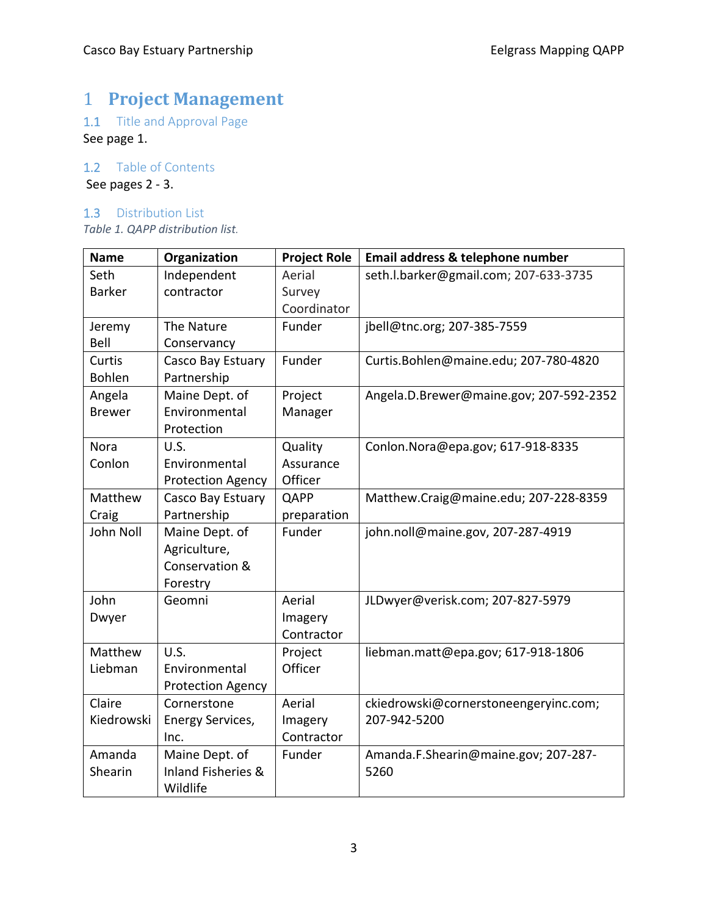# 1 Project Management

## 1.1 Title and Approval Page

See page 1.

## 1.2 Table of Contents

See pages 2 - 3.

## 1.3 Distribution List

*Table 1. QAPP distribution list.*

| Name | Organization | Project Role | Email address & telephone number |
|---|---|---|---|
| Seth Barker | Independent contractor | Aerial Survey Coordinator | seth.l.barker@gmail.com; 207-633-3735 |
| Jeremy Bell | The Nature Conservancy | Funder | jbell@tnc.org; 207-385-7559 |
| Curtis Bohlen | Casco Bay Estuary Partnership | Funder | Curtis.Bohlen@maine.edu; 207-780-4820 |
| Angela Brewer | Maine Dept. of Environmental Protection | Project Manager | Angela.D.Brewer@maine.gov; 207-592-2352 |
| Nora Conlon | U.S. Environmental Protection Agency | Quality Assurance Officer | Conlon.Nora@epa.gov; 617-918-8335 |
| Matthew Craig | Casco Bay Estuary Partnership | QAPP preparation | Matthew.Craig@maine.edu; 207-228-8359 |
| John Noll | Maine Dept. of Agriculture, Conservation & Forestry | Funder | john.noll@maine.gov, 207-287-4919 |
| John Dwyer | Geomni | Aerial Imagery Contractor | JLDwyer@verisk.com; 207-827-5979 |
| Matthew Liebman | U.S. Environmental Protection Agency | Project Officer | liebman.matt@epa.gov; 617-918-1806 |
| Claire Kiedrowski | Cornerstone Energy Services, Inc. | Aerial Imagery Contractor | ckiedrowski@cornerstoneengeryinc.com; 207-942-5200 |
| Amanda Shearin | Maine Dept. of Inland Fisheries & Wildlife | Funder | Amanda.F.Shearin@maine.gov; 207-287-5260 |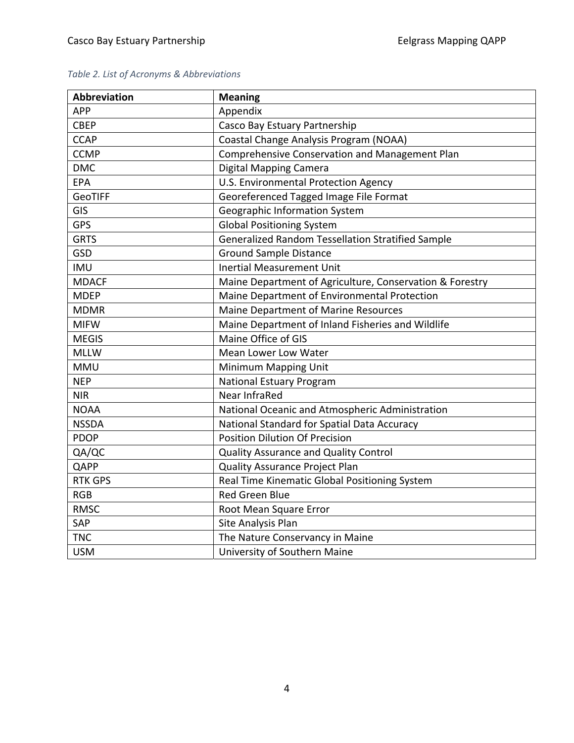*Table 2. List of Acronyms & Abbreviations*

| Abbreviation | Meaning |
|---|---|
| APP | Appendix |
| CBEP | Casco Bay Estuary Partnership |
| CCAP | Coastal Change Analysis Program (NOAA) |
| CCMP | Comprehensive Conservation and Management Plan |
| DMC | Digital Mapping Camera |
| EPA | U.S. Environmental Protection Agency |
| GeoTIFF | Georeferenced Tagged Image File Format |
| GIS | Geographic Information System |
| GPS | Global Positioning System |
| GRTS | Generalized Random Tessellation Stratified Sample |
| GSD | Ground Sample Distance |
| IMU | Inertial Measurement Unit |
| MDACF | Maine Department of Agriculture, Conservation & Forestry |
| MDEP | Maine Department of Environmental Protection |
| MDMR | Maine Department of Marine Resources |
| MIFW | Maine Department of Inland Fisheries and Wildlife |
| MEGIS | Maine Office of GIS |
| MLLW | Mean Lower Low Water |
| MMU | Minimum Mapping Unit |
| NEP | National Estuary Program |
| NIR | Near InfraRed |
| NOAA | National Oceanic and Atmospheric Administration |
| NSSDA | National Standard for Spatial Data Accuracy |
| PDOP | Position Dilution Of Precision |
| QA/QC | Quality Assurance and Quality Control |
| QAPP | Quality Assurance Project Plan |
| RTK GPS | Real Time Kinematic Global Positioning System |
| RGB | Red Green Blue |
| RMSC | Root Mean Square Error |
| SAP | Site Analysis Plan |
| TNC | The Nature Conservancy in Maine |
| USM | University of Southern Maine |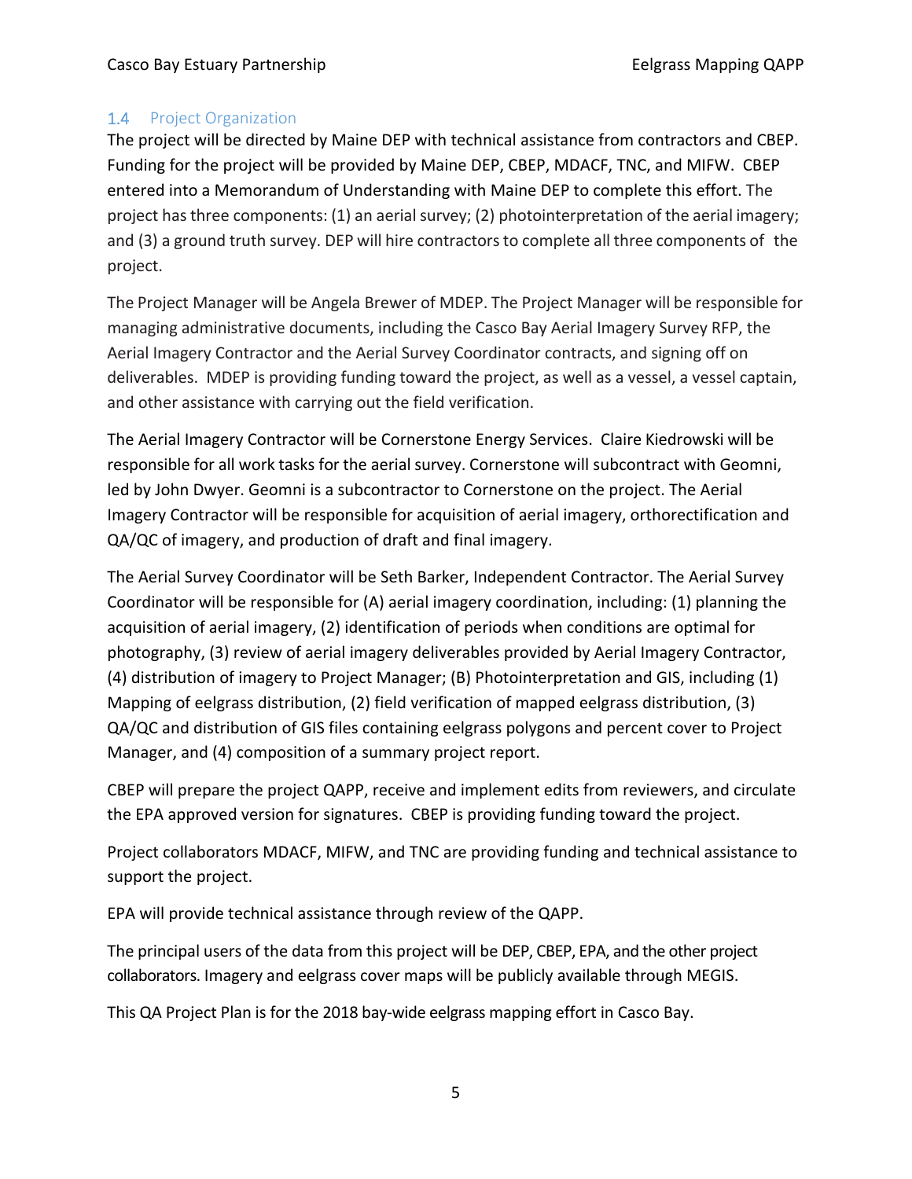## 1.4 Project Organization

The project will be directed by Maine DEP with technical assistance from contractors and CBEP. Funding for the project will be provided by Maine DEP, CBEP, MDACF, TNC, and MIFW. CBEP entered into a Memorandum of Understanding with Maine DEP to complete this effort. The project has three components: (1) an aerial survey; (2) photointerpretation of the aerial imagery; and (3) a ground truth survey. DEP will hire contractors to complete all three components of the project.

The Project Manager will be Angela Brewer of MDEP. The Project Manager will be responsible for managing administrative documents, including the Casco Bay Aerial Imagery Survey RFP, the Aerial Imagery Contractor and the Aerial Survey Coordinator contracts, and signing off on deliverables. MDEP is providing funding toward the project, as well as a vessel, a vessel captain, and other assistance with carrying out the field verification.

The Aerial Imagery Contractor will be Cornerstone Energy Services. Claire Kiedrowski will be responsible for all work tasks for the aerial survey. Cornerstone will subcontract with Geomni, led by John Dwyer. Geomni is a subcontractor to Cornerstone on the project. The Aerial Imagery Contractor will be responsible for acquisition of aerial imagery, orthorectification and QA/QC of imagery, and production of draft and final imagery.

The Aerial Survey Coordinator will be Seth Barker, Independent Contractor. The Aerial Survey Coordinator will be responsible for (A) aerial imagery coordination, including: (1) planning the acquisition of aerial imagery, (2) identification of periods when conditions are optimal for photography, (3) review of aerial imagery deliverables provided by Aerial Imagery Contractor, (4) distribution of imagery to Project Manager; (B) Photointerpretation and GIS, including (1) Mapping of eelgrass distribution, (2) field verification of mapped eelgrass distribution, (3) QA/QC and distribution of GIS files containing eelgrass polygons and percent cover to Project Manager, and (4) composition of a summary project report.

CBEP will prepare the project QAPP, receive and implement edits from reviewers, and circulate the EPA approved version for signatures. CBEP is providing funding toward the project.

Project collaborators MDACF, MIFW, and TNC are providing funding and technical assistance to support the project.

EPA will provide technical assistance through review of the QAPP.

The principal users of the data from this project will be DEP, CBEP, EPA, and the other project collaborators. Imagery and eelgrass cover maps will be publicly available through MEGIS.

This QA Project Plan is for the 2018 bay-wide eelgrass mapping effort in Casco Bay.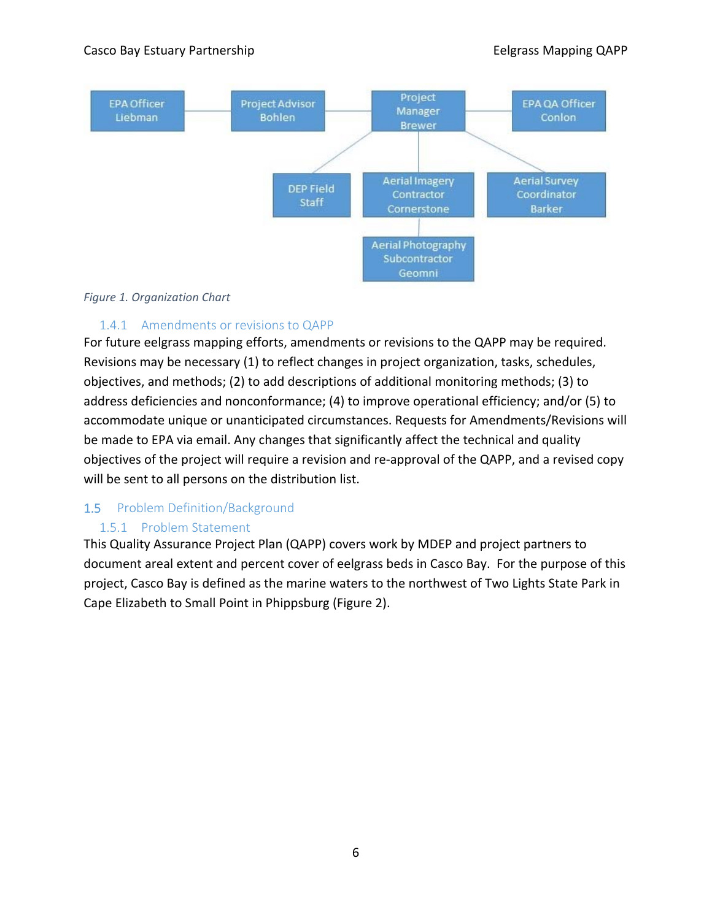EPA Officer
Liebman

Project Advisor
Bohlen

Project
Manager
Brewer

EPA QA Officer
Conlon

DEP Field
Staff

Aerial Imagery
Contractor
Cornerstone

Aerial Survey
Coordinator
Barker

Aerial Photography
Subcontractor
Geomni

*Figure 1. Organization Chart*

### 1.4.1 Amendments or revisions to QAPP

For future eelgrass mapping efforts, amendments or revisions to the QAPP may be required. Revisions may be necessary (1) to reflect changes in project organization, tasks, schedules, objectives, and methods; (2) to add descriptions of additional monitoring methods; (3) to address deficiencies and nonconformance; (4) to improve operational efficiency; and/or (5) to accommodate unique or unanticipated circumstances. Requests for Amendments/Revisions will be made to EPA via email. Any changes that significantly affect the technical and quality objectives of the project will require a revision and re-approval of the QAPP, and a revised copy will be sent to all persons on the distribution list.

## 1.5 Problem Definition/Background

### 1.5.1 Problem Statement

This Quality Assurance Project Plan (QAPP) covers work by MDEP and project partners to document areal extent and percent cover of eelgrass beds in Casco Bay. For the purpose of this project, Casco Bay is defined as the marine waters to the northwest of Two Lights State Park in Cape Elizabeth to Small Point in Phippsburg (Figure 2).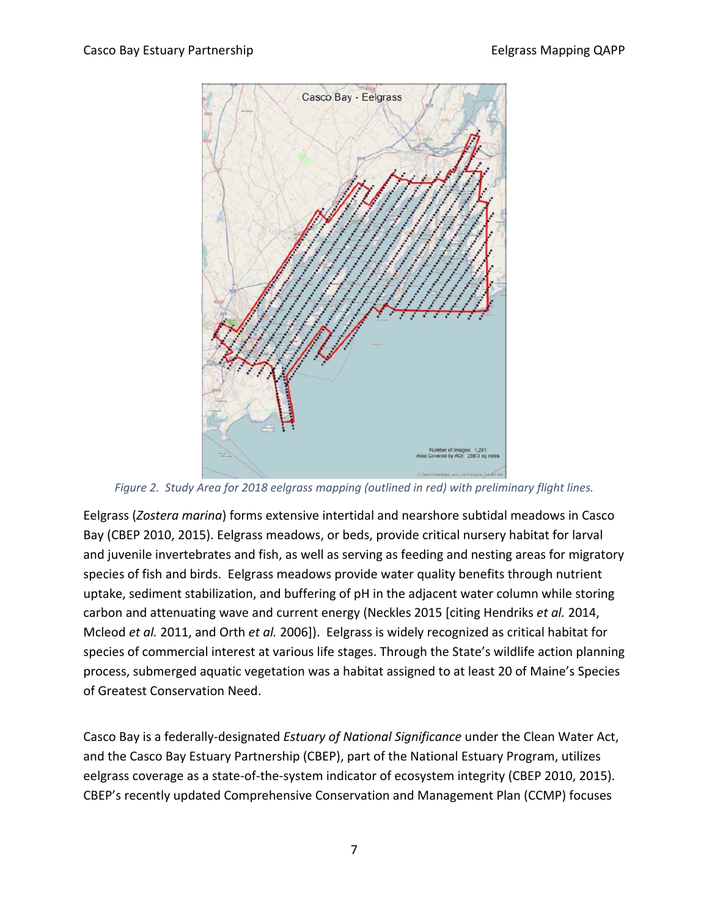Casco Bay - Eelgrass

Number of Images: 1,281
Area Covered by AOI: 289.3 sq miles

*Figure 2. Study Area for 2018 eelgrass mapping (outlined in red) with preliminary flight lines.*

Eelgrass (*Zostera marina*) forms extensive intertidal and nearshore subtidal meadows in Casco Bay (CBEP 2010, 2015). Eelgrass meadows, or beds, provide critical nursery habitat for larval and juvenile invertebrates and fish, as well as serving as feeding and nesting areas for migratory species of fish and birds. Eelgrass meadows provide water quality benefits through nutrient uptake, sediment stabilization, and buffering of pH in the adjacent water column while storing carbon and attenuating wave and current energy (Neckles 2015 [citing Hendriks *et al.* 2014, Mcleod *et al.* 2011, and Orth *et al.* 2006]). Eelgrass is widely recognized as critical habitat for species of commercial interest at various life stages. Through the State's wildlife action planning process, submerged aquatic vegetation was a habitat assigned to at least 20 of Maine's Species of Greatest Conservation Need.

Casco Bay is a federally-designated *Estuary of National Significance* under the Clean Water Act, and the Casco Bay Estuary Partnership (CBEP), part of the National Estuary Program, utilizes eelgrass coverage as a state-of-the-system indicator of ecosystem integrity (CBEP 2010, 2015). CBEP's recently updated Comprehensive Conservation and Management Plan (CCMP) focuses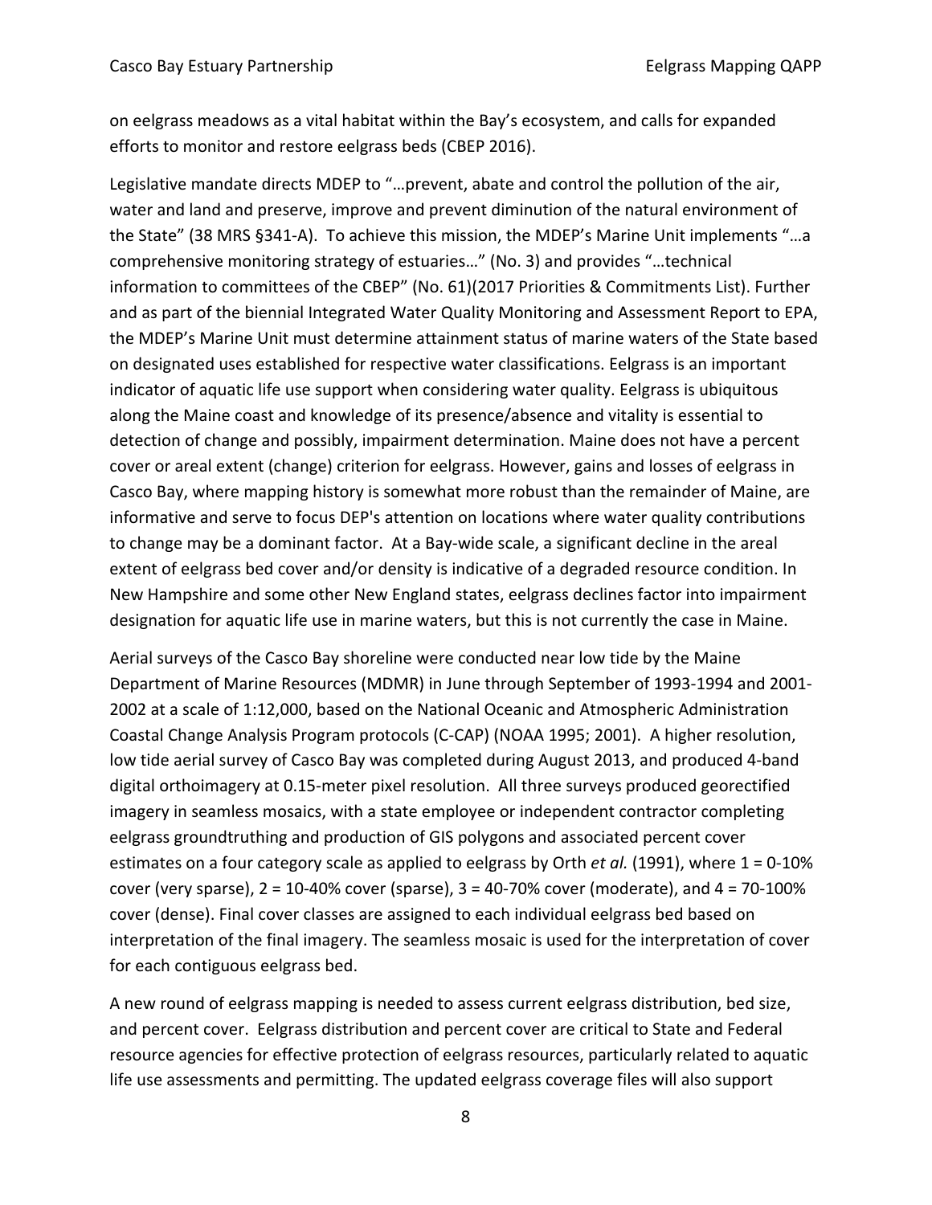on eelgrass meadows as a vital habitat within the Bay's ecosystem, and calls for expanded efforts to monitor and restore eelgrass beds (CBEP 2016).

Legislative mandate directs MDEP to "…prevent, abate and control the pollution of the air, water and land and preserve, improve and prevent diminution of the natural environment of the State" (38 MRS §341-A). To achieve this mission, the MDEP's Marine Unit implements "…a comprehensive monitoring strategy of estuaries…" (No. 3) and provides "…technical information to committees of the CBEP" (No. 61)(2017 Priorities & Commitments List). Further and as part of the biennial Integrated Water Quality Monitoring and Assessment Report to EPA, the MDEP's Marine Unit must determine attainment status of marine waters of the State based on designated uses established for respective water classifications. Eelgrass is an important indicator of aquatic life use support when considering water quality. Eelgrass is ubiquitous along the Maine coast and knowledge of its presence/absence and vitality is essential to detection of change and possibly, impairment determination. Maine does not have a percent cover or areal extent (change) criterion for eelgrass. However, gains and losses of eelgrass in Casco Bay, where mapping history is somewhat more robust than the remainder of Maine, are informative and serve to focus DEP's attention on locations where water quality contributions to change may be a dominant factor. At a Bay-wide scale, a significant decline in the areal extent of eelgrass bed cover and/or density is indicative of a degraded resource condition. In New Hampshire and some other New England states, eelgrass declines factor into impairment designation for aquatic life use in marine waters, but this is not currently the case in Maine.

Aerial surveys of the Casco Bay shoreline were conducted near low tide by the Maine Department of Marine Resources (MDMR) in June through September of 1993-1994 and 2001-2002 at a scale of 1:12,000, based on the National Oceanic and Atmospheric Administration Coastal Change Analysis Program protocols (C-CAP) (NOAA 1995; 2001). A higher resolution, low tide aerial survey of Casco Bay was completed during August 2013, and produced 4-band digital orthoimagery at 0.15-meter pixel resolution. All three surveys produced georectified imagery in seamless mosaics, with a state employee or independent contractor completing eelgrass groundtruthing and production of GIS polygons and associated percent cover estimates on a four category scale as applied to eelgrass by Orth *et al.* (1991), where 1 = 0-10% cover (very sparse), 2 = 10-40% cover (sparse), 3 = 40-70% cover (moderate), and 4 = 70-100% cover (dense). Final cover classes are assigned to each individual eelgrass bed based on interpretation of the final imagery. The seamless mosaic is used for the interpretation of cover for each contiguous eelgrass bed.

A new round of eelgrass mapping is needed to assess current eelgrass distribution, bed size, and percent cover. Eelgrass distribution and percent cover are critical to State and Federal resource agencies for effective protection of eelgrass resources, particularly related to aquatic life use assessments and permitting. The updated eelgrass coverage files will also support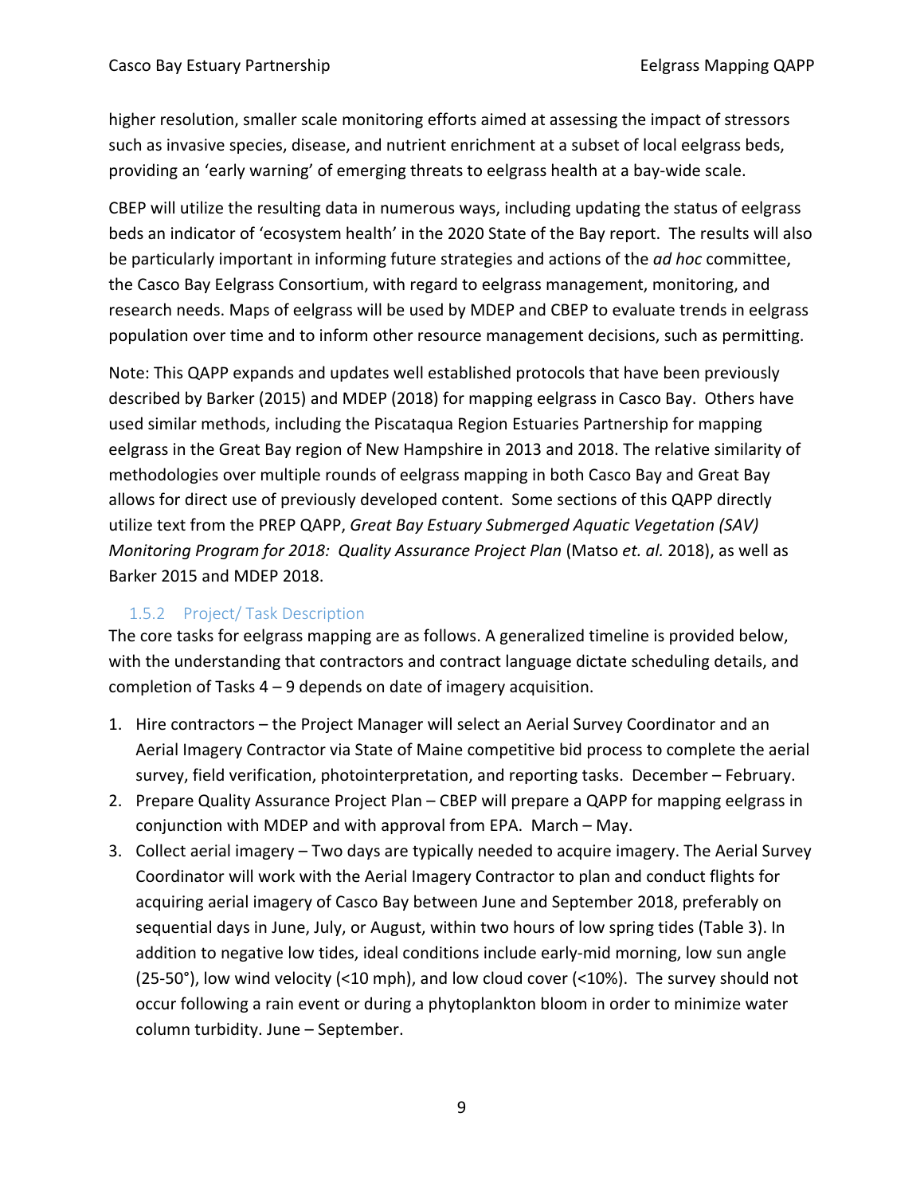higher resolution, smaller scale monitoring efforts aimed at assessing the impact of stressors such as invasive species, disease, and nutrient enrichment at a subset of local eelgrass beds, providing an 'early warning' of emerging threats to eelgrass health at a bay-wide scale.

CBEP will utilize the resulting data in numerous ways, including updating the status of eelgrass beds an indicator of 'ecosystem health' in the 2020 State of the Bay report. The results will also be particularly important in informing future strategies and actions of the *ad hoc* committee, the Casco Bay Eelgrass Consortium, with regard to eelgrass management, monitoring, and research needs. Maps of eelgrass will be used by MDEP and CBEP to evaluate trends in eelgrass population over time and to inform other resource management decisions, such as permitting.

Note: This QAPP expands and updates well established protocols that have been previously described by Barker (2015) and MDEP (2018) for mapping eelgrass in Casco Bay. Others have used similar methods, including the Piscataqua Region Estuaries Partnership for mapping eelgrass in the Great Bay region of New Hampshire in 2013 and 2018. The relative similarity of methodologies over multiple rounds of eelgrass mapping in both Casco Bay and Great Bay allows for direct use of previously developed content. Some sections of this QAPP directly utilize text from the PREP QAPP, *Great Bay Estuary Submerged Aquatic Vegetation (SAV) Monitoring Program for 2018: Quality Assurance Project Plan* (Matso *et. al.* 2018), as well as Barker 2015 and MDEP 2018.

### 1.5.2 Project/ Task Description

The core tasks for eelgrass mapping are as follows. A generalized timeline is provided below, with the understanding that contractors and contract language dictate scheduling details, and completion of Tasks 4 – 9 depends on date of imagery acquisition.

1. Hire contractors – the Project Manager will select an Aerial Survey Coordinator and an Aerial Imagery Contractor via State of Maine competitive bid process to complete the aerial survey, field verification, photointerpretation, and reporting tasks. December – February.
2. Prepare Quality Assurance Project Plan – CBEP will prepare a QAPP for mapping eelgrass in conjunction with MDEP and with approval from EPA. March – May.
3. Collect aerial imagery – Two days are typically needed to acquire imagery. The Aerial Survey Coordinator will work with the Aerial Imagery Contractor to plan and conduct flights for acquiring aerial imagery of Casco Bay between June and September 2018, preferably on sequential days in June, July, or August, within two hours of low spring tides (Table 3). In addition to negative low tides, ideal conditions include early-mid morning, low sun angle (25-50°), low wind velocity (<10 mph), and low cloud cover (<10%). The survey should not occur following a rain event or during a phytoplankton bloom in order to minimize water column turbidity. June – September.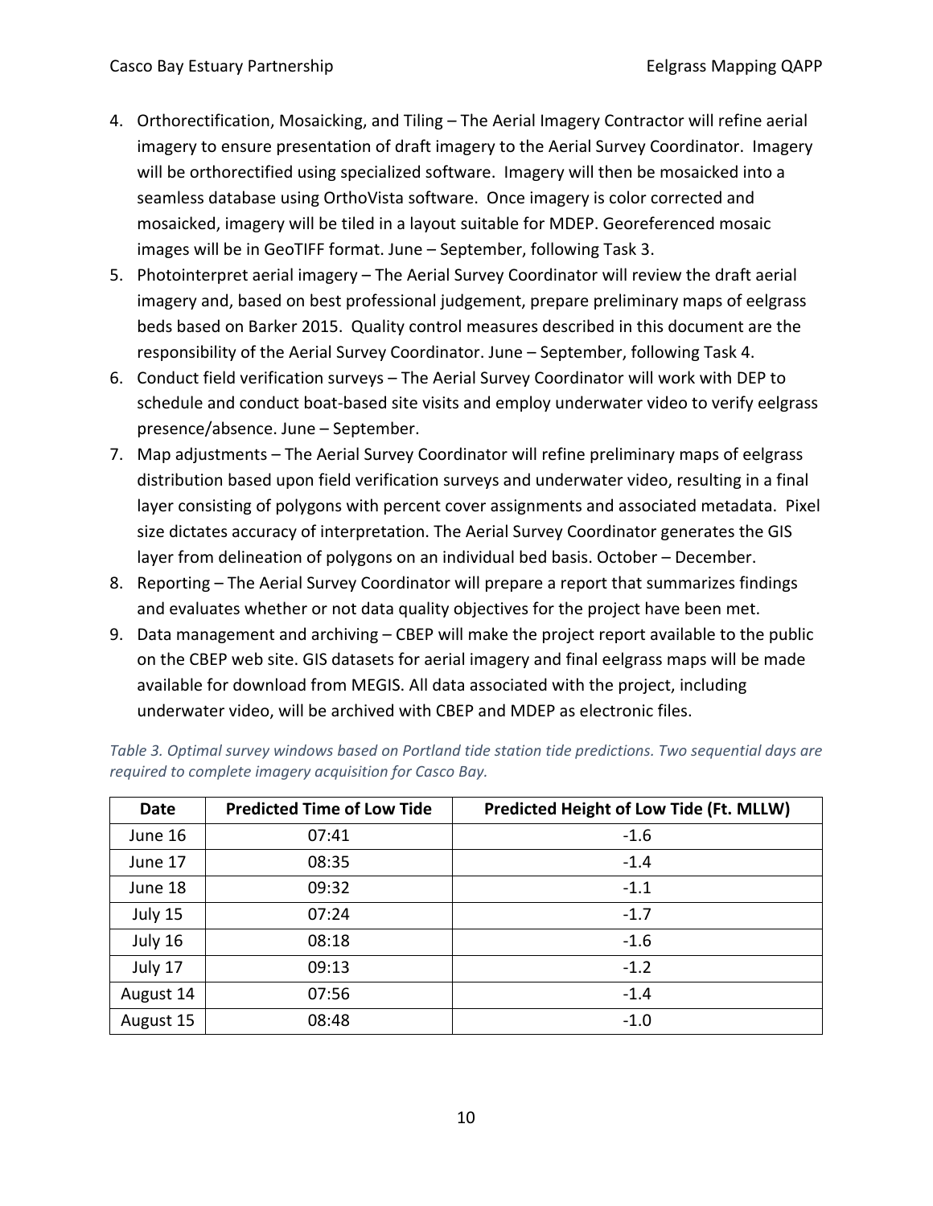4. Orthorectification, Mosaicking, and Tiling – The Aerial Imagery Contractor will refine aerial imagery to ensure presentation of draft imagery to the Aerial Survey Coordinator. Imagery will be orthorectified using specialized software. Imagery will then be mosaicked into a seamless database using OrthoVista software. Once imagery is color corrected and mosaicked, imagery will be tiled in a layout suitable for MDEP. Georeferenced mosaic images will be in GeoTIFF format. June – September, following Task 3.
5. Photointerpret aerial imagery – The Aerial Survey Coordinator will review the draft aerial imagery and, based on best professional judgement, prepare preliminary maps of eelgrass beds based on Barker 2015. Quality control measures described in this document are the responsibility of the Aerial Survey Coordinator. June – September, following Task 4.
6. Conduct field verification surveys – The Aerial Survey Coordinator will work with DEP to schedule and conduct boat-based site visits and employ underwater video to verify eelgrass presence/absence. June – September.
7. Map adjustments – The Aerial Survey Coordinator will refine preliminary maps of eelgrass distribution based upon field verification surveys and underwater video, resulting in a final layer consisting of polygons with percent cover assignments and associated metadata. Pixel size dictates accuracy of interpretation. The Aerial Survey Coordinator generates the GIS layer from delineation of polygons on an individual bed basis. October – December.
8. Reporting – The Aerial Survey Coordinator will prepare a report that summarizes findings and evaluates whether or not data quality objectives for the project have been met.
9. Data management and archiving – CBEP will make the project report available to the public on the CBEP web site. GIS datasets for aerial imagery and final eelgrass maps will be made available for download from MEGIS. All data associated with the project, including underwater video, will be archived with CBEP and MDEP as electronic files.

*Table 3. Optimal survey windows based on Portland tide station tide predictions. Two sequential days are required to complete imagery acquisition for Casco Bay.*

| Date | Predicted Time of Low Tide | Predicted Height of Low Tide (Ft. MLLW) |
|---|---|---|
| June 16 | 07:41 | -1.6 |
| June 17 | 08:35 | -1.4 |
| June 18 | 09:32 | -1.1 |
| July 15 | 07:24 | -1.7 |
| July 16 | 08:18 | -1.6 |
| July 17 | 09:13 | -1.2 |
| August 14 | 07:56 | -1.4 |
| August 15 | 08:48 | -1.0 |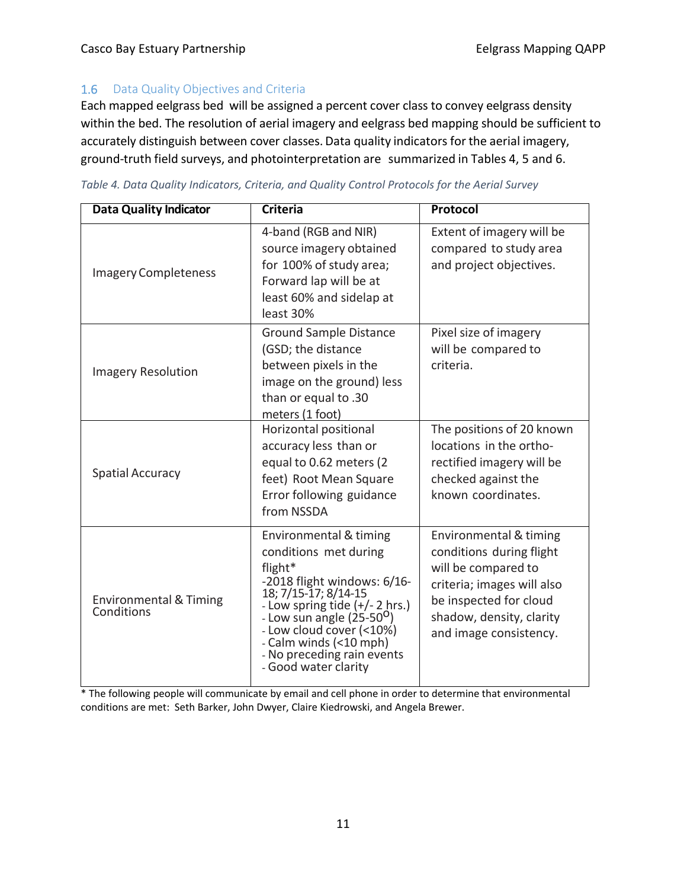## 1.6 Data Quality Objectives and Criteria

Each mapped eelgrass bed will be assigned a percent cover class to convey eelgrass density within the bed. The resolution of aerial imagery and eelgrass bed mapping should be sufficient to accurately distinguish between cover classes. Data quality indicators for the aerial imagery, ground-truth field surveys, and photointerpretation are summarized in Tables 4, 5 and 6.

*Table 4. Data Quality Indicators, Criteria, and Quality Control Protocols for the Aerial Survey*

| Data Quality Indicator | Criteria | Protocol |
|---|---|---|
| Imagery Completeness | 4-band (RGB and NIR) source imagery obtained for 100% of study area; Forward lap will be at least 60% and sidelap at least 30% | Extent of imagery will be compared to study area and project objectives. |
| Imagery Resolution | Ground Sample Distance (GSD; the distance between pixels in the image on the ground) less than or equal to .30 meters (1 foot) | Pixel size of imagery will be compared to criteria. |
| Spatial Accuracy | Horizontal positional accuracy less than or equal to 0.62 meters (2 feet) Root Mean Square Error following guidance from NSSDA | The positions of 20 known locations in the ortho-rectified imagery will be checked against the known coordinates. |
| Environmental & Timing Conditions | Environmental & timing conditions met during flight*<br>-2018 flight windows: 6/16-18; 7/15-17; 8/14-15<br>- Low spring tide (+/- 2 hrs.)<br>- Low sun angle (25-50°)<br>- Low cloud cover (<10%)<br>- Calm winds (<10 mph)<br>- No preceding rain events<br>- Good water clarity | Environmental & timing conditions during flight will be compared to criteria; images will also be inspected for cloud shadow, density, clarity and image consistency. |

* The following people will communicate by email and cell phone in order to determine that environmental conditions are met: Seth Barker, John Dwyer, Claire Kiedrowski, and Angela Brewer.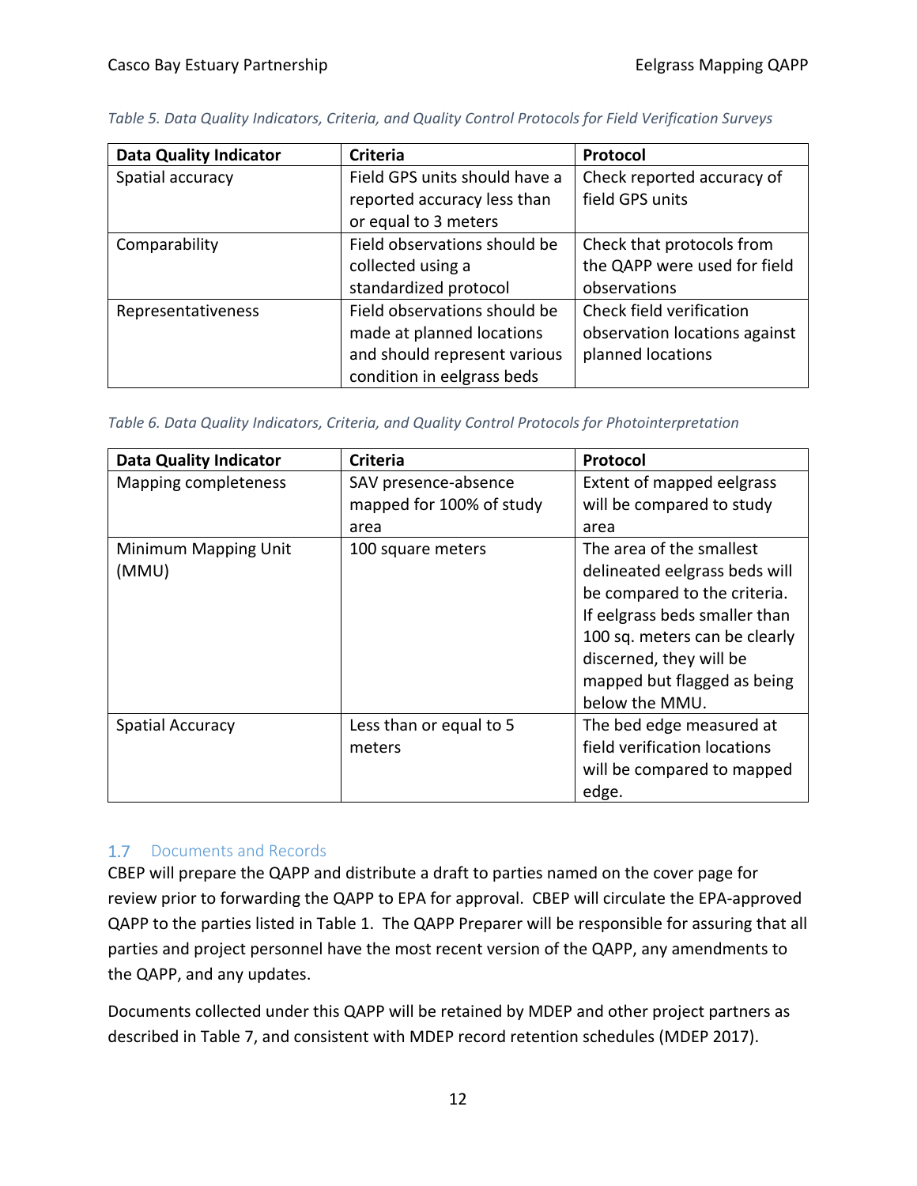*Table 5. Data Quality Indicators, Criteria, and Quality Control Protocols for Field Verification Surveys*

| Data Quality Indicator | Criteria | Protocol |
|---|---|---|
| Spatial accuracy | Field GPS units should have a reported accuracy less than or equal to 3 meters | Check reported accuracy of field GPS units |
| Comparability | Field observations should be collected using a standardized protocol | Check that protocols from the QAPP were used for field observations |
| Representativeness | Field observations should be made at planned locations and should represent various condition in eelgrass beds | Check field verification observation locations against planned locations |

*Table 6. Data Quality Indicators, Criteria, and Quality Control Protocols for Photointerpretation*

| Data Quality Indicator | Criteria | Protocol |
|---|---|---|
| Mapping completeness | SAV presence-absence mapped for 100% of study area | Extent of mapped eelgrass will be compared to study area |
| Minimum Mapping Unit (MMU) | 100 square meters | The area of the smallest delineated eelgrass beds will be compared to the criteria. If eelgrass beds smaller than 100 sq. meters can be clearly discerned, they will be mapped but flagged as being below the MMU. |
| Spatial Accuracy | Less than or equal to 5 meters | The bed edge measured at field verification locations will be compared to mapped edge. |

## 1.7 Documents and Records

CBEP will prepare the QAPP and distribute a draft to parties named on the cover page for review prior to forwarding the QAPP to EPA for approval. CBEP will circulate the EPA-approved QAPP to the parties listed in Table 1. The QAPP Preparer will be responsible for assuring that all parties and project personnel have the most recent version of the QAPP, any amendments to the QAPP, and any updates.

Documents collected under this QAPP will be retained by MDEP and other project partners as described in Table 7, and consistent with MDEP record retention schedules (MDEP 2017).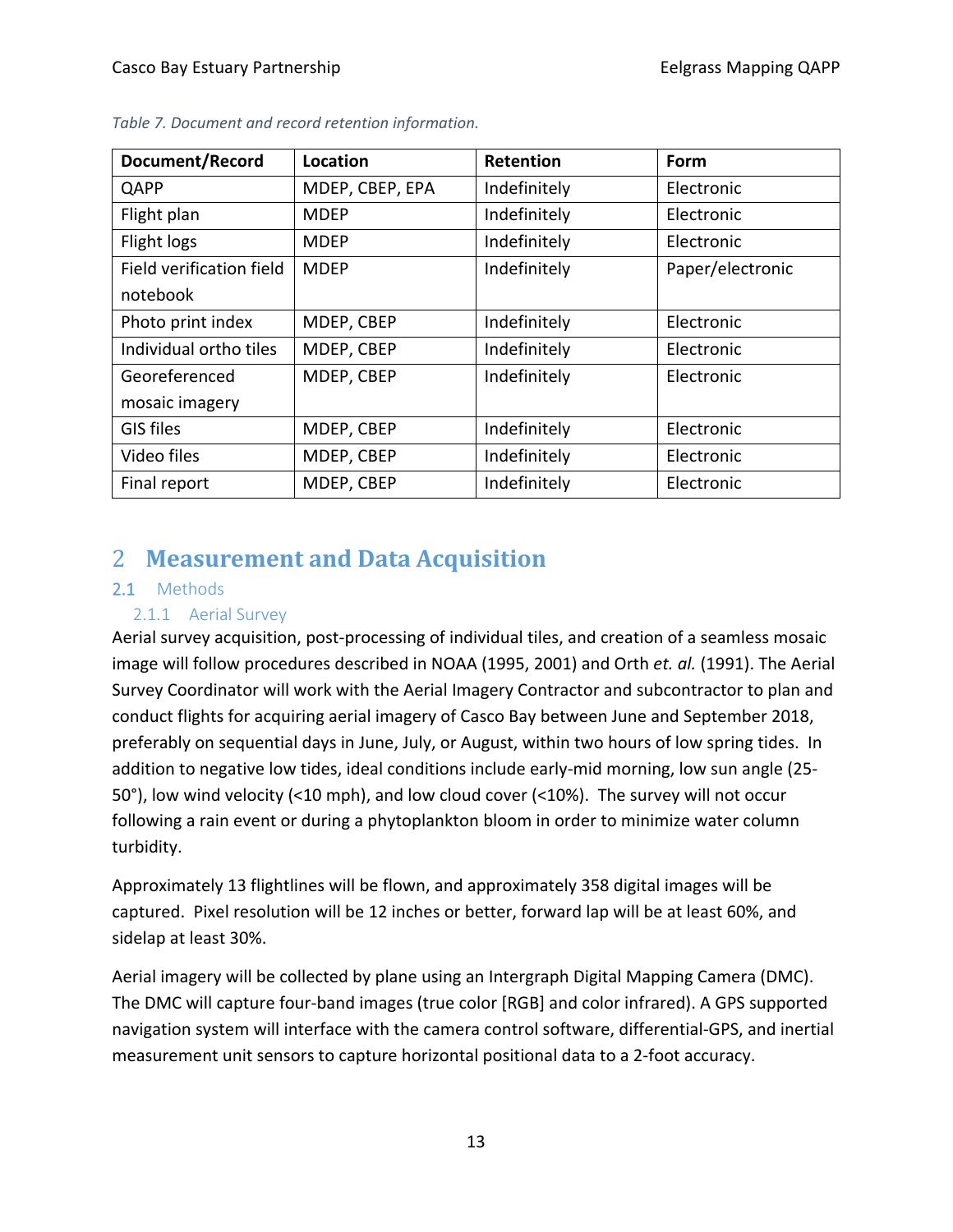*Table 7. Document and record retention information.*

| Document/Record | Location | Retention | Form |
|---|---|---|---|
| QAPP | MDEP, CBEP, EPA | Indefinitely | Electronic |
| Flight plan | MDEP | Indefinitely | Electronic |
| Flight logs | MDEP | Indefinitely | Electronic |
| Field verification field notebook | MDEP | Indefinitely | Paper/electronic |
| Photo print index | MDEP, CBEP | Indefinitely | Electronic |
| Individual ortho tiles | MDEP, CBEP | Indefinitely | Electronic |
| Georeferenced mosaic imagery | MDEP, CBEP | Indefinitely | Electronic |
| GIS files | MDEP, CBEP | Indefinitely | Electronic |
| Video files | MDEP, CBEP | Indefinitely | Electronic |
| Final report | MDEP, CBEP | Indefinitely | Electronic |

# 2 Measurement and Data Acquisition

## 2.1 Methods

### 2.1.1 Aerial Survey

Aerial survey acquisition, post-processing of individual tiles, and creation of a seamless mosaic image will follow procedures described in NOAA (1995, 2001) and Orth *et. al.* (1991). The Aerial Survey Coordinator will work with the Aerial Imagery Contractor and subcontractor to plan and conduct flights for acquiring aerial imagery of Casco Bay between June and September 2018, preferably on sequential days in June, July, or August, within two hours of low spring tides. In addition to negative low tides, ideal conditions include early-mid morning, low sun angle (25-50°), low wind velocity (<10 mph), and low cloud cover (<10%). The survey will not occur following a rain event or during a phytoplankton bloom in order to minimize water column turbidity.

Approximately 13 flightlines will be flown, and approximately 358 digital images will be captured. Pixel resolution will be 12 inches or better, forward lap will be at least 60%, and sidelap at least 30%.

Aerial imagery will be collected by plane using an Intergraph Digital Mapping Camera (DMC). The DMC will capture four-band images (true color [RGB] and color infrared). A GPS supported navigation system will interface with the camera control software, differential-GPS, and inertial measurement unit sensors to capture horizontal positional data to a 2-foot accuracy.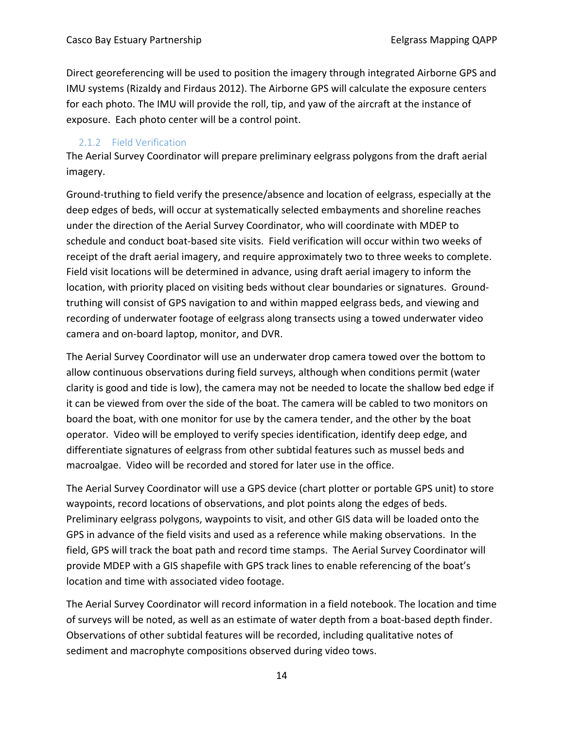Direct georeferencing will be used to position the imagery through integrated Airborne GPS and IMU systems (Rizaldy and Firdaus 2012). The Airborne GPS will calculate the exposure centers for each photo. The IMU will provide the roll, tip, and yaw of the aircraft at the instance of exposure. Each photo center will be a control point.

### 2.1.2 Field Verification

The Aerial Survey Coordinator will prepare preliminary eelgrass polygons from the draft aerial imagery.

Ground-truthing to field verify the presence/absence and location of eelgrass, especially at the deep edges of beds, will occur at systematically selected embayments and shoreline reaches under the direction of the Aerial Survey Coordinator, who will coordinate with MDEP to schedule and conduct boat-based site visits. Field verification will occur within two weeks of receipt of the draft aerial imagery, and require approximately two to three weeks to complete. Field visit locations will be determined in advance, using draft aerial imagery to inform the location, with priority placed on visiting beds without clear boundaries or signatures. Ground-truthing will consist of GPS navigation to and within mapped eelgrass beds, and viewing and recording of underwater footage of eelgrass along transects using a towed underwater video camera and on-board laptop, monitor, and DVR.

The Aerial Survey Coordinator will use an underwater drop camera towed over the bottom to allow continuous observations during field surveys, although when conditions permit (water clarity is good and tide is low), the camera may not be needed to locate the shallow bed edge if it can be viewed from over the side of the boat. The camera will be cabled to two monitors on board the boat, with one monitor for use by the camera tender, and the other by the boat operator. Video will be employed to verify species identification, identify deep edge, and differentiate signatures of eelgrass from other subtidal features such as mussel beds and macroalgae. Video will be recorded and stored for later use in the office.

The Aerial Survey Coordinator will use a GPS device (chart plotter or portable GPS unit) to store waypoints, record locations of observations, and plot points along the edges of beds. Preliminary eelgrass polygons, waypoints to visit, and other GIS data will be loaded onto the GPS in advance of the field visits and used as a reference while making observations. In the field, GPS will track the boat path and record time stamps. The Aerial Survey Coordinator will provide MDEP with a GIS shapefile with GPS track lines to enable referencing of the boat's location and time with associated video footage.

The Aerial Survey Coordinator will record information in a field notebook. The location and time of surveys will be noted, as well as an estimate of water depth from a boat-based depth finder. Observations of other subtidal features will be recorded, including qualitative notes of sediment and macrophyte compositions observed during video tows.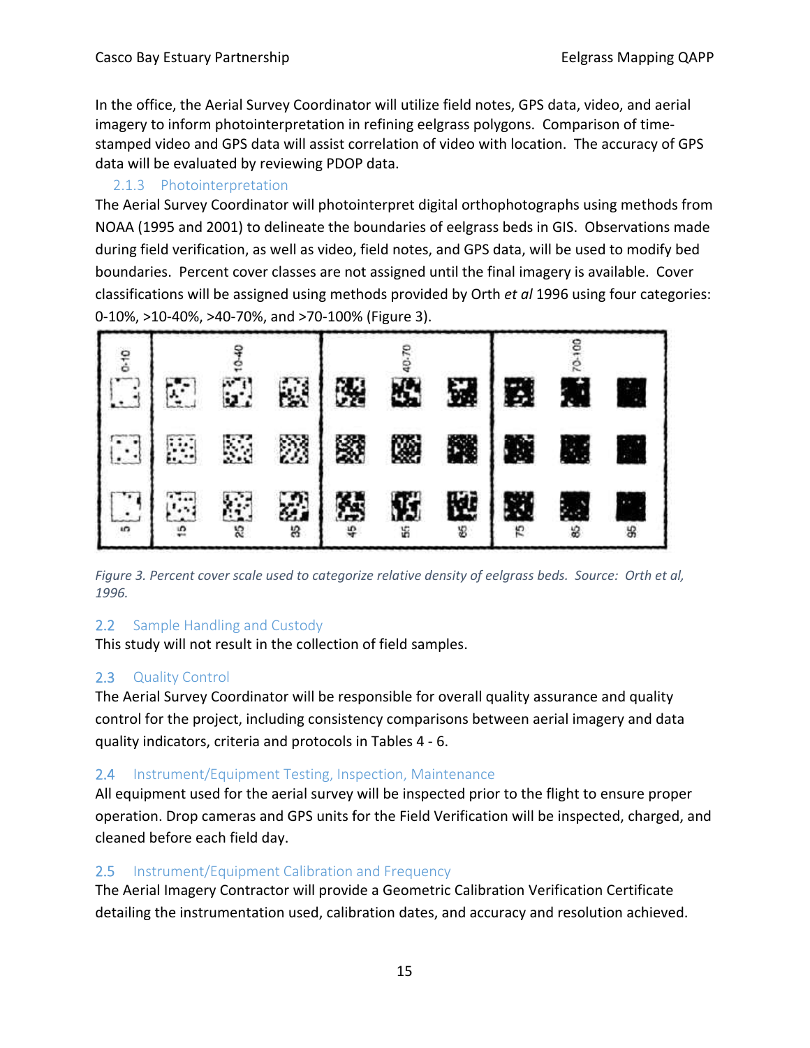In the office, the Aerial Survey Coordinator will utilize field notes, GPS data, video, and aerial imagery to inform photointerpretation in refining eelgrass polygons. Comparison of time-stamped video and GPS data will assist correlation of video with location. The accuracy of GPS data will be evaluated by reviewing PDOP data.

### 2.1.3 Photointerpretation

The Aerial Survey Coordinator will photointerpret digital orthophotographs using methods from NOAA (1995 and 2001) to delineate the boundaries of eelgrass beds in GIS. Observations made during field verification, as well as video, field notes, and GPS data, will be used to modify bed boundaries. Percent cover classes are not assigned until the final imagery is available. Cover classifications will be assigned using methods provided by Orth *et al* 1996 using four categories: 0-10%, >10-40%, >40-70%, and >70-100% (Figure 3).

0-10
10-40
40-70
70-100
5
15
25
35
45
55
65
75
85
95

*Figure 3. Percent cover scale used to categorize relative density of eelgrass beds. Source: Orth et al, 1996.*

## 2.2 Sample Handling and Custody

This study will not result in the collection of field samples.

## 2.3 Quality Control

The Aerial Survey Coordinator will be responsible for overall quality assurance and quality control for the project, including consistency comparisons between aerial imagery and data quality indicators, criteria and protocols in Tables 4 - 6.

## 2.4 Instrument/Equipment Testing, Inspection, Maintenance

All equipment used for the aerial survey will be inspected prior to the flight to ensure proper operation. Drop cameras and GPS units for the Field Verification will be inspected, charged, and cleaned before each field day.

## 2.5 Instrument/Equipment Calibration and Frequency

The Aerial Imagery Contractor will provide a Geometric Calibration Verification Certificate detailing the instrumentation used, calibration dates, and accuracy and resolution achieved.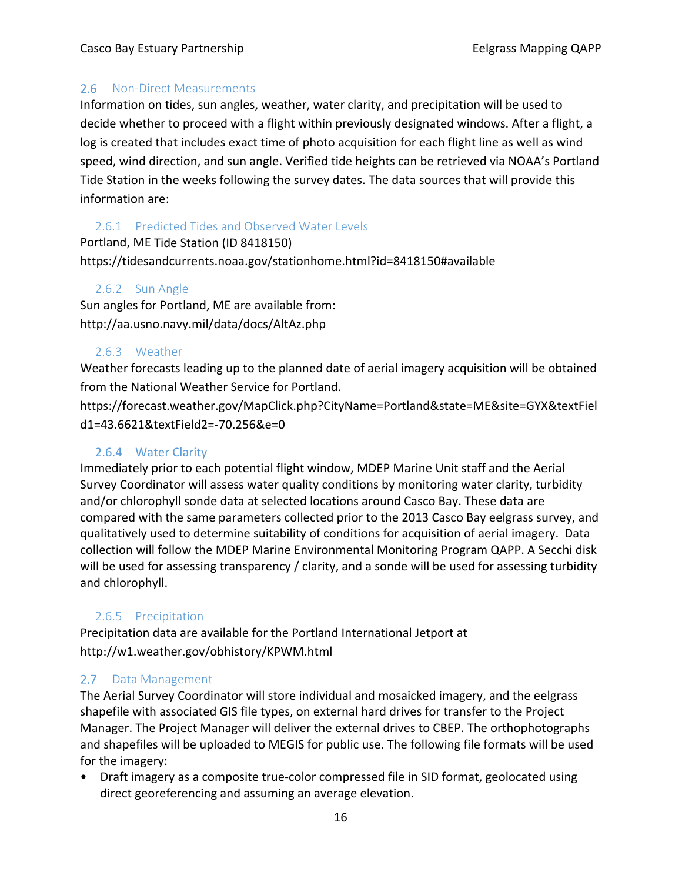## 2.6 Non-Direct Measurements

Information on tides, sun angles, weather, water clarity, and precipitation will be used to decide whether to proceed with a flight within previously designated windows. After a flight, a log is created that includes exact time of photo acquisition for each flight line as well as wind speed, wind direction, and sun angle. Verified tide heights can be retrieved via NOAA's Portland Tide Station in the weeks following the survey dates. The data sources that will provide this information are:

### 2.6.1 Predicted Tides and Observed Water Levels

Portland, ME Tide Station (ID 8418150)
https://tidesandcurrents.noaa.gov/stationhome.html?id=8418150#available

### 2.6.2 Sun Angle

Sun angles for Portland, ME are available from:
http://aa.usno.navy.mil/data/docs/AltAz.php

### 2.6.3 Weather

Weather forecasts leading up to the planned date of aerial imagery acquisition will be obtained from the National Weather Service for Portland.
https://forecast.weather.gov/MapClick.php?CityName=Portland&state=ME&site=GYX&textField1=43.6621&textField2=-70.256&e=0

### 2.6.4 Water Clarity

Immediately prior to each potential flight window, MDEP Marine Unit staff and the Aerial Survey Coordinator will assess water quality conditions by monitoring water clarity, turbidity and/or chlorophyll sonde data at selected locations around Casco Bay. These data are compared with the same parameters collected prior to the 2013 Casco Bay eelgrass survey, and qualitatively used to determine suitability of conditions for acquisition of aerial imagery. Data collection will follow the MDEP Marine Environmental Monitoring Program QAPP. A Secchi disk will be used for assessing transparency / clarity, and a sonde will be used for assessing turbidity and chlorophyll.

### 2.6.5 Precipitation

Precipitation data are available for the Portland International Jetport at
http://w1.weather.gov/obhistory/KPWM.html

## 2.7 Data Management

The Aerial Survey Coordinator will store individual and mosaicked imagery, and the eelgrass shapefile with associated GIS file types, on external hard drives for transfer to the Project Manager. The Project Manager will deliver the external drives to CBEP. The orthophotographs and shapefiles will be uploaded to MEGIS for public use. The following file formats will be used for the imagery:

- Draft imagery as a composite true-color compressed file in SID format, geolocated using direct georeferencing and assuming an average elevation.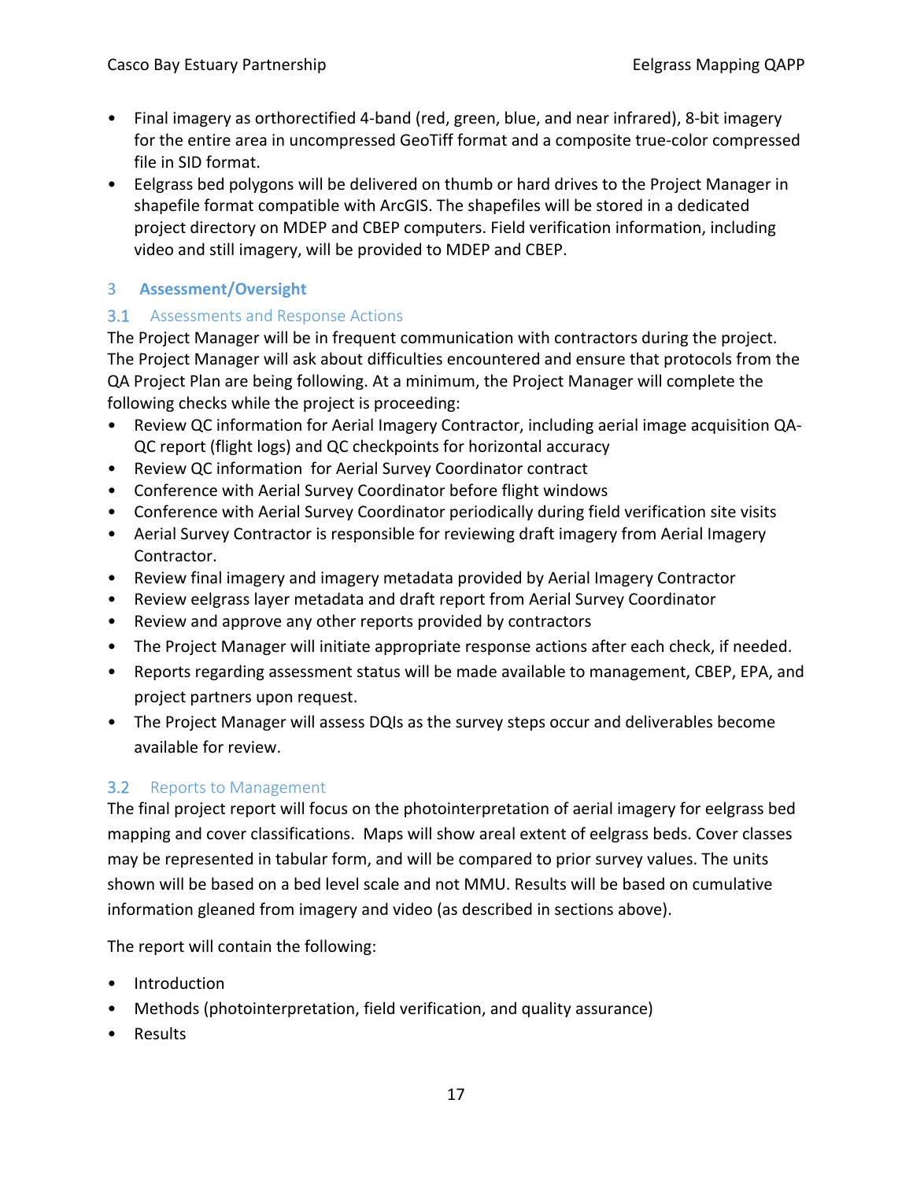- Final imagery as orthorectified 4-band (red, green, blue, and near infrared), 8-bit imagery for the entire area in uncompressed GeoTiff format and a composite true-color compressed file in SID format.
- Eelgrass bed polygons will be delivered on thumb or hard drives to the Project Manager in shapefile format compatible with ArcGIS. The shapefiles will be stored in a dedicated project directory on MDEP and CBEP computers. Field verification information, including video and still imagery, will be provided to MDEP and CBEP.

# 3 Assessment/Oversight

## 3.1 Assessments and Response Actions

The Project Manager will be in frequent communication with contractors during the project. The Project Manager will ask about difficulties encountered and ensure that protocols from the QA Project Plan are being following. At a minimum, the Project Manager will complete the following checks while the project is proceeding:

- Review QC information for Aerial Imagery Contractor, including aerial image acquisition QA-QC report (flight logs) and QC checkpoints for horizontal accuracy
- Review QC information for Aerial Survey Coordinator contract
- Conference with Aerial Survey Coordinator before flight windows
- Conference with Aerial Survey Coordinator periodically during field verification site visits
- Aerial Survey Contractor is responsible for reviewing draft imagery from Aerial Imagery Contractor.
- Review final imagery and imagery metadata provided by Aerial Imagery Contractor
- Review eelgrass layer metadata and draft report from Aerial Survey Coordinator
- Review and approve any other reports provided by contractors
- The Project Manager will initiate appropriate response actions after each check, if needed.
- Reports regarding assessment status will be made available to management, CBEP, EPA, and project partners upon request.
- The Project Manager will assess DQIs as the survey steps occur and deliverables become available for review.

## 3.2 Reports to Management

The final project report will focus on the photointerpretation of aerial imagery for eelgrass bed mapping and cover classifications. Maps will show areal extent of eelgrass beds. Cover classes may be represented in tabular form, and will be compared to prior survey values. The units shown will be based on a bed level scale and not MMU. Results will be based on cumulative information gleaned from imagery and video (as described in sections above).

The report will contain the following:

- Introduction
- Methods (photointerpretation, field verification, and quality assurance)
- Results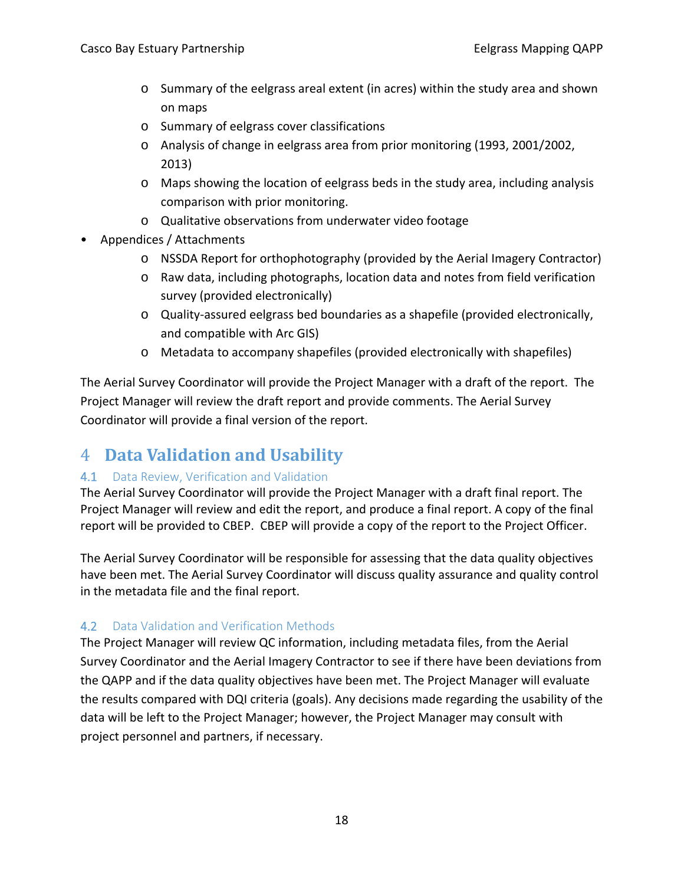- Summary of the eelgrass areal extent (in acres) within the study area and shown on maps
- Summary of eelgrass cover classifications
- Analysis of change in eelgrass area from prior monitoring (1993, 2001/2002, 2013)
- Maps showing the location of eelgrass beds in the study area, including analysis comparison with prior monitoring.
- Qualitative observations from underwater video footage

- Appendices / Attachments
  - NSSDA Report for orthophotography (provided by the Aerial Imagery Contractor)
  - Raw data, including photographs, location data and notes from field verification survey (provided electronically)
  - Quality-assured eelgrass bed boundaries as a shapefile (provided electronically, and compatible with Arc GIS)
  - Metadata to accompany shapefiles (provided electronically with shapefiles)

The Aerial Survey Coordinator will provide the Project Manager with a draft of the report. The Project Manager will review the draft report and provide comments. The Aerial Survey Coordinator will provide a final version of the report.

# 4 Data Validation and Usability

## 4.1 Data Review, Verification and Validation

The Aerial Survey Coordinator will provide the Project Manager with a draft final report. The Project Manager will review and edit the report, and produce a final report. A copy of the final report will be provided to CBEP. CBEP will provide a copy of the report to the Project Officer.

The Aerial Survey Coordinator will be responsible for assessing that the data quality objectives have been met. The Aerial Survey Coordinator will discuss quality assurance and quality control in the metadata file and the final report.

## 4.2 Data Validation and Verification Methods

The Project Manager will review QC information, including metadata files, from the Aerial Survey Coordinator and the Aerial Imagery Contractor to see if there have been deviations from the QAPP and if the data quality objectives have been met. The Project Manager will evaluate the results compared with DQI criteria (goals). Any decisions made regarding the usability of the data will be left to the Project Manager; however, the Project Manager may consult with project personnel and partners, if necessary.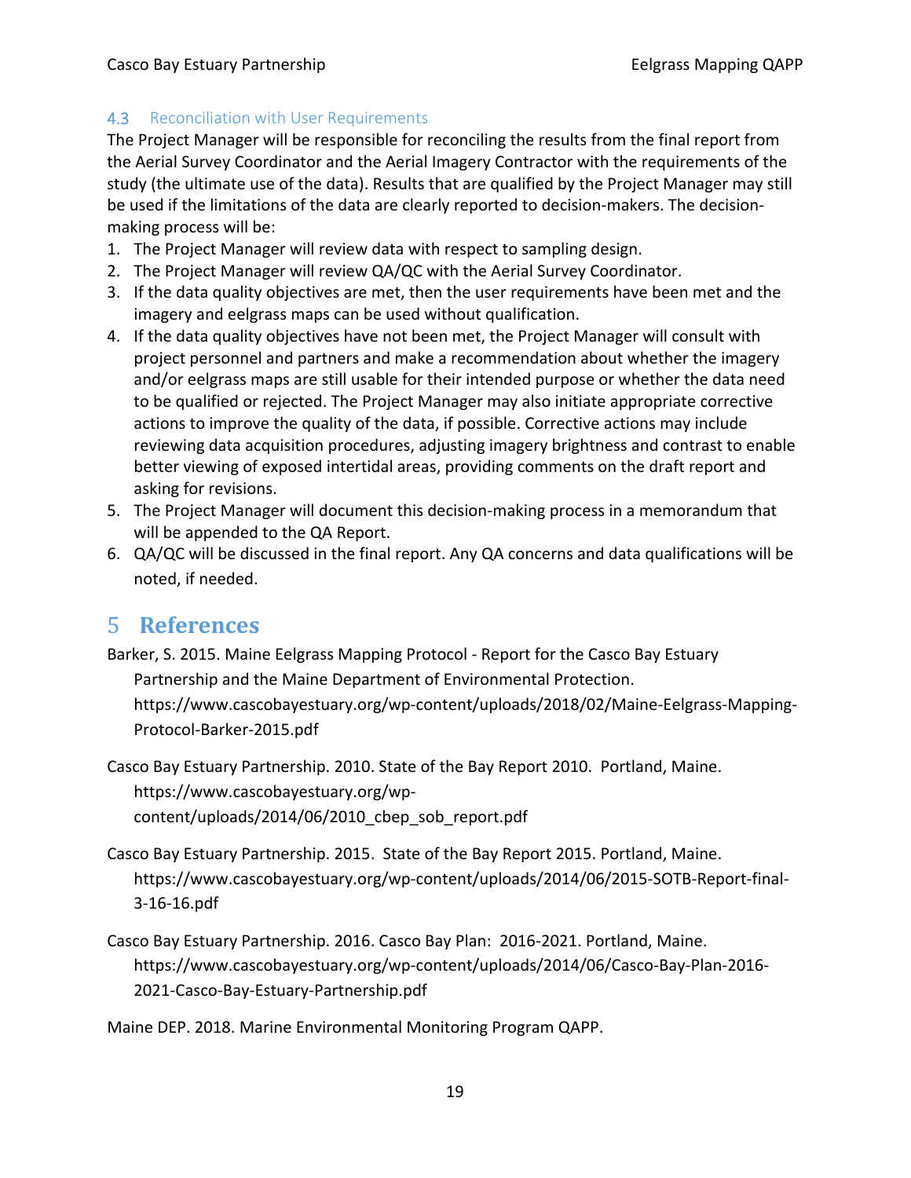### 4.3 Reconciliation with User Requirements

The Project Manager will be responsible for reconciling the results from the final report from the Aerial Survey Coordinator and the Aerial Imagery Contractor with the requirements of the study (the ultimate use of the data). Results that are qualified by the Project Manager may still be used if the limitations of the data are clearly reported to decision-makers. The decision-making process will be:

1. The Project Manager will review data with respect to sampling design.
2. The Project Manager will review QA/QC with the Aerial Survey Coordinator.
3. If the data quality objectives are met, then the user requirements have been met and the imagery and eelgrass maps can be used without qualification.
4. If the data quality objectives have not been met, the Project Manager will consult with project personnel and partners and make a recommendation about whether the imagery and/or eelgrass maps are still usable for their intended purpose or whether the data need to be qualified or rejected. The Project Manager may also initiate appropriate corrective actions to improve the quality of the data, if possible. Corrective actions may include reviewing data acquisition procedures, adjusting imagery brightness and contrast to enable better viewing of exposed intertidal areas, providing comments on the draft report and asking for revisions.
5. The Project Manager will document this decision-making process in a memorandum that will be appended to the QA Report.
6. QA/QC will be discussed in the final report. Any QA concerns and data qualifications will be noted, if needed.

# 5 References

Barker, S. 2015. Maine Eelgrass Mapping Protocol - Report for the Casco Bay Estuary Partnership and the Maine Department of Environmental Protection. https://www.cascobayestuary.org/wp-content/uploads/2018/02/Maine-Eelgrass-Mapping-Protocol-Barker-2015.pdf

Casco Bay Estuary Partnership. 2010. State of the Bay Report 2010. Portland, Maine. https://www.cascobayestuary.org/wp-content/uploads/2014/06/2010_cbep_sob_report.pdf

Casco Bay Estuary Partnership. 2015. State of the Bay Report 2015. Portland, Maine. https://www.cascobayestuary.org/wp-content/uploads/2014/06/2015-SOTB-Report-final-3-16-16.pdf

Casco Bay Estuary Partnership. 2016. Casco Bay Plan: 2016-2021. Portland, Maine. https://www.cascobayestuary.org/wp-content/uploads/2014/06/Casco-Bay-Plan-2016-2021-Casco-Bay-Estuary-Partnership.pdf

Maine DEP. 2018. Marine Environmental Monitoring Program QAPP.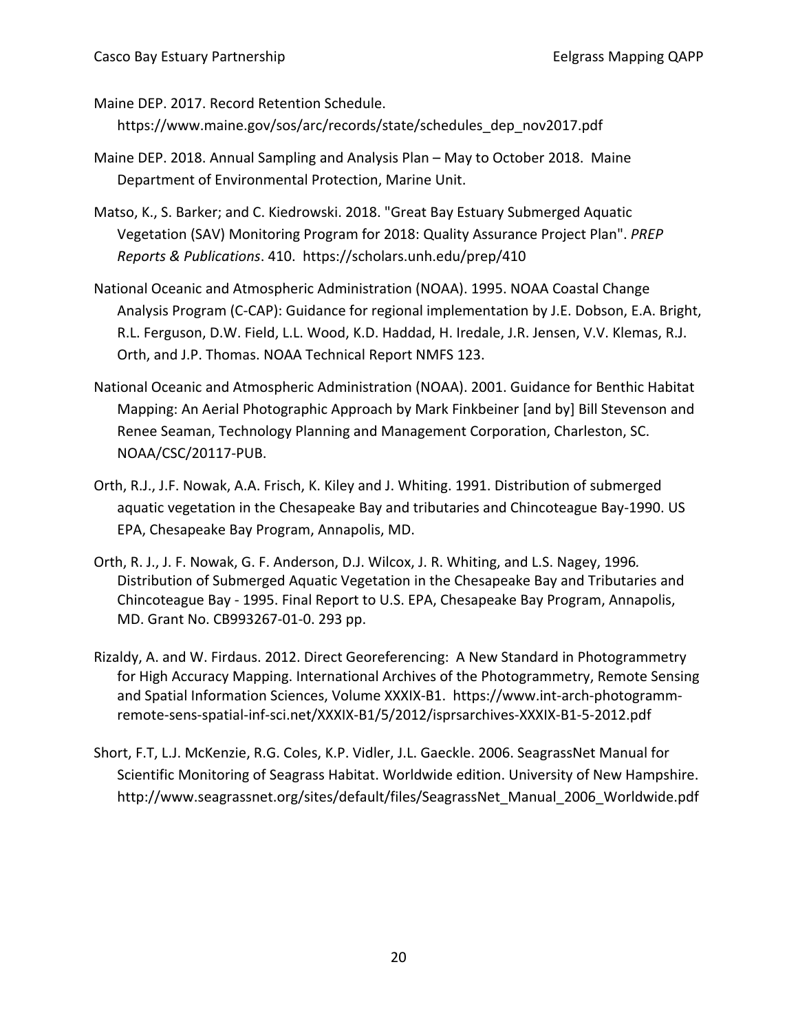Maine DEP. 2017. Record Retention Schedule. https://www.maine.gov/sos/arc/records/state/schedules_dep_nov2017.pdf

Maine DEP. 2018. Annual Sampling and Analysis Plan – May to October 2018. Maine Department of Environmental Protection, Marine Unit.

Matso, K., S. Barker; and C. Kiedrowski. 2018. "Great Bay Estuary Submerged Aquatic Vegetation (SAV) Monitoring Program for 2018: Quality Assurance Project Plan". *PREP Reports & Publications*. 410. https://scholars.unh.edu/prep/410

National Oceanic and Atmospheric Administration (NOAA). 1995. NOAA Coastal Change Analysis Program (C-CAP): Guidance for regional implementation by J.E. Dobson, E.A. Bright, R.L. Ferguson, D.W. Field, L.L. Wood, K.D. Haddad, H. Iredale, J.R. Jensen, V.V. Klemas, R.J. Orth, and J.P. Thomas. NOAA Technical Report NMFS 123.

National Oceanic and Atmospheric Administration (NOAA). 2001. Guidance for Benthic Habitat Mapping: An Aerial Photographic Approach by Mark Finkbeiner [and by] Bill Stevenson and Renee Seaman, Technology Planning and Management Corporation, Charleston, SC. NOAA/CSC/20117-PUB.

Orth, R.J., J.F. Nowak, A.A. Frisch, K. Kiley and J. Whiting. 1991. Distribution of submerged aquatic vegetation in the Chesapeake Bay and tributaries and Chincoteague Bay-1990. US EPA, Chesapeake Bay Program, Annapolis, MD.

Orth, R. J., J. F. Nowak, G. F. Anderson, D.J. Wilcox, J. R. Whiting, and L.S. Nagey, 1996*.* Distribution of Submerged Aquatic Vegetation in the Chesapeake Bay and Tributaries and Chincoteague Bay - 1995. Final Report to U.S. EPA, Chesapeake Bay Program, Annapolis, MD. Grant No. CB993267-01-0. 293 pp.

Rizaldy, A. and W. Firdaus. 2012. Direct Georeferencing: A New Standard in Photogrammetry for High Accuracy Mapping. International Archives of the Photogrammetry, Remote Sensing and Spatial Information Sciences, Volume XXXIX-B1. https://www.int-arch-photogramm-remote-sens-spatial-inf-sci.net/XXXIX-B1/5/2012/isprsarchives-XXXIX-B1-5-2012.pdf

Short, F.T, L.J. McKenzie, R.G. Coles, K.P. Vidler, J.L. Gaeckle. 2006. SeagrassNet Manual for Scientific Monitoring of Seagrass Habitat. Worldwide edition. University of New Hampshire. http://www.seagrassnet.org/sites/default/files/SeagrassNet_Manual_2006_Worldwide.pdf